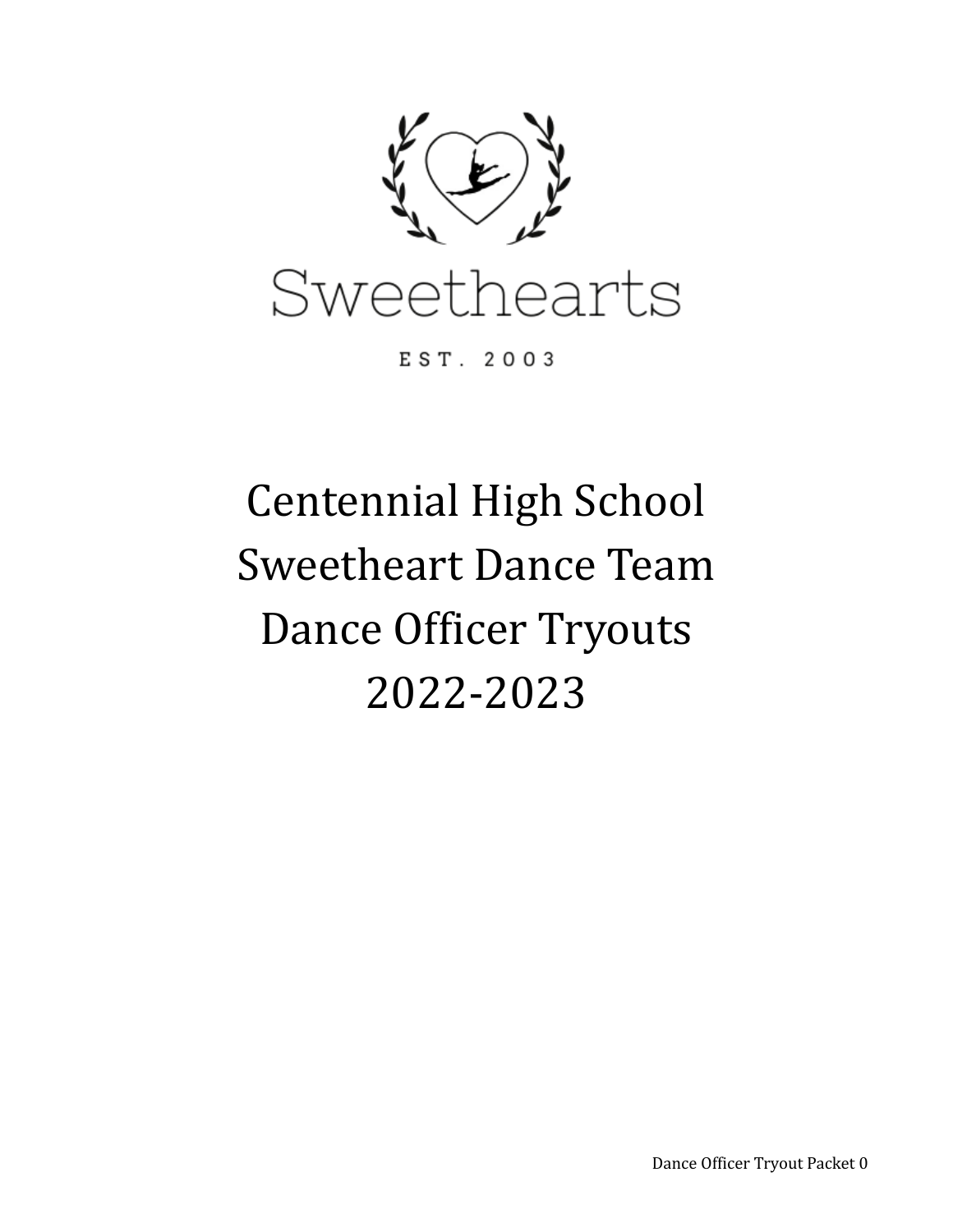Sweethearts

EST. 2003

# Centennial High School Sweetheart Dance Team Dance Officer Tryouts 2022-2023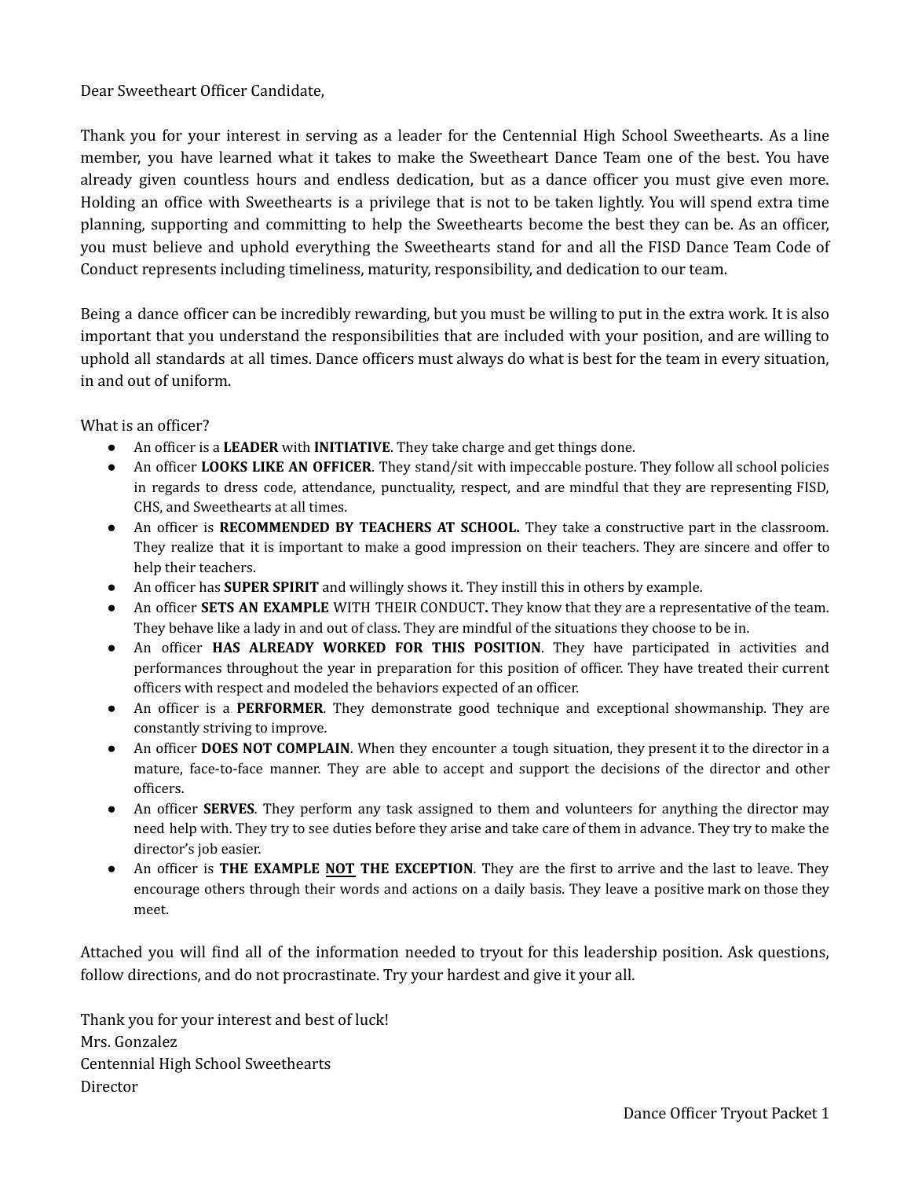Dear Sweetheart Officer Candidate,

Thank you for your interest in serving as a leader for the Centennial High School Sweethearts. As a line member, you have learned what it takes to make the Sweetheart Dance Team one of the best. You have already given countless hours and endless dedication, but as a dance officer you must give even more. Holding an office with Sweethearts is a privilege that is not to be taken lightly. You will spend extra time planning, supporting and committing to help the Sweethearts become the best they can be. As an officer, you must believe and uphold everything the Sweethearts stand for and all the FISD Dance Team Code of Conduct represents including timeliness, maturity, responsibility, and dedication to our team.

Being a dance officer can be incredibly rewarding, but you must be willing to put in the extra work. It is also important that you understand the responsibilities that are included with your position, and are willing to uphold all standards at all times. Dance officers must always do what is best for the team in every situation, in and out of uniform.

What is an officer?

- An officer is a **LEADER** with **INITIATIVE**. They take charge and get things done.
- An officer **LOOKS LIKE AN OFFICER**. They stand/sit with impeccable posture. They follow all school policies in regards to dress code, attendance, punctuality, respect, and are mindful that they are representing FISD, CHS, and Sweethearts at all times.
- An officer is **RECOMMENDED BY TEACHERS AT SCHOOL.** They take a constructive part in the classroom. They realize that it is important to make a good impression on their teachers. They are sincere and offer to help their teachers.
- An officer has **SUPER SPIRIT** and willingly shows it. They instill this in others by example.
- An officer **SETS AN EXAMPLE** WITH THEIR CONDUCT**.** They know that they are a representative of the team. They behave like a lady in and out of class. They are mindful of the situations they choose to be in.
- An officer **HAS ALREADY WORKED FOR THIS POSITION**. They have participated in activities and performances throughout the year in preparation for this position of officer. They have treated their current officers with respect and modeled the behaviors expected of an officer.
- An officer is a **PERFORMER**. They demonstrate good technique and exceptional showmanship. They are constantly striving to improve.
- An officer **DOES NOT COMPLAIN**. When they encounter a tough situation, they present it to the director in a mature, face-to-face manner. They are able to accept and support the decisions of the director and other officers.
- An officer **SERVES**. They perform any task assigned to them and volunteers for anything the director may need help with. They try to see duties before they arise and take care of them in advance. They try to make the director's job easier.
- An officer is **THE EXAMPLE <u>NOT</u> THE EXCEPTION**. They are the first to arrive and the last to leave. They encourage others through their words and actions on a daily basis. They leave a positive mark on those they meet.

Attached you will find all of the information needed to tryout for this leadership position. Ask questions, follow directions, and do not procrastinate. Try your hardest and give it your all.

Thank you for your interest and best of luck!
Mrs. Gonzalez
Centennial High School Sweethearts
Director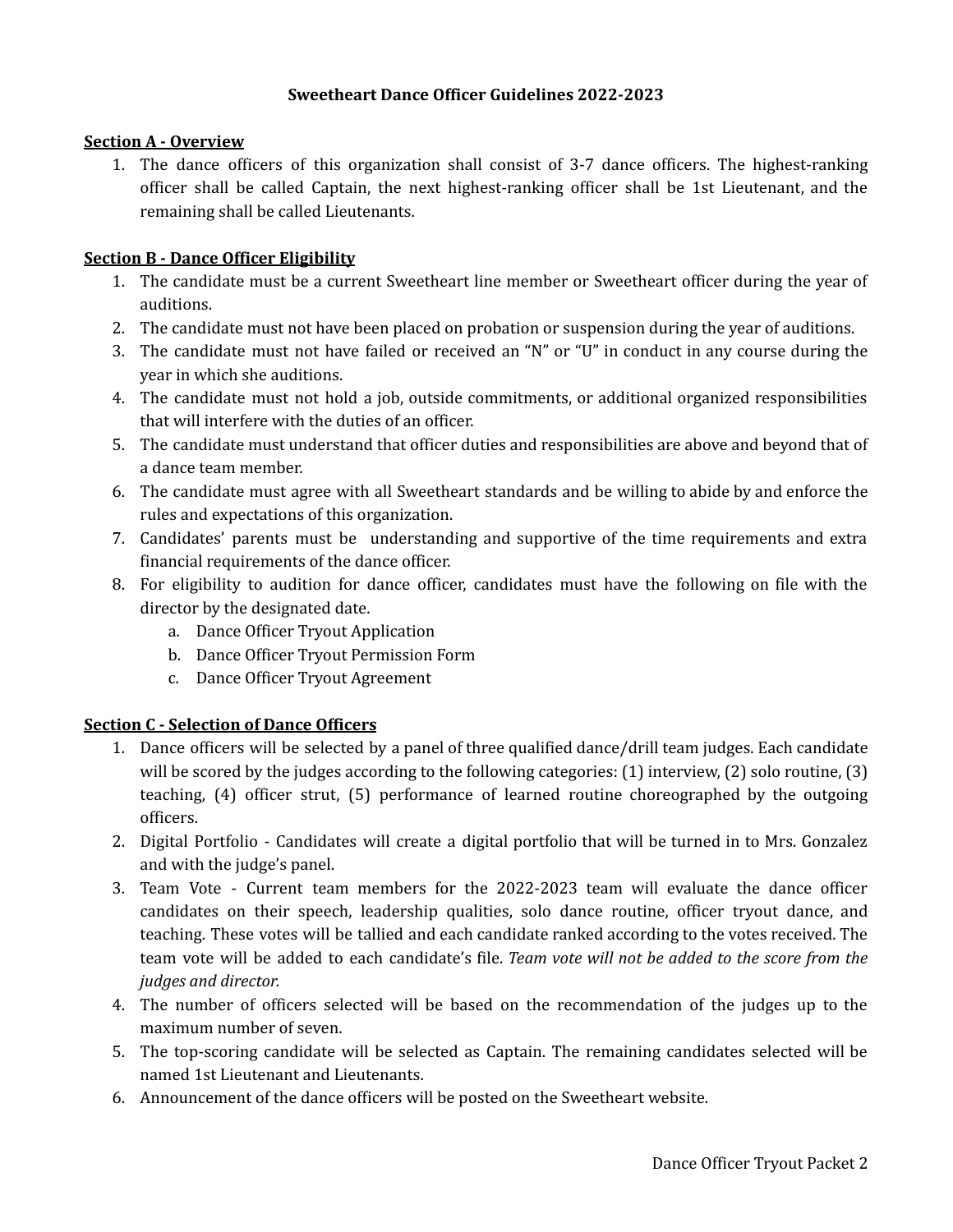**Sweetheart Dance Officer Guidelines 2022-2023**

**Section A - Overview**

1. The dance officers of this organization shall consist of 3-7 dance officers. The highest-ranking officer shall be called Captain, the next highest-ranking officer shall be 1st Lieutenant, and the remaining shall be called Lieutenants.

**Section B - Dance Officer Eligibility**

1. The candidate must be a current Sweetheart line member or Sweetheart officer during the year of auditions.
2. The candidate must not have been placed on probation or suspension during the year of auditions.
3. The candidate must not have failed or received an "N" or "U" in conduct in any course during the year in which she auditions.
4. The candidate must not hold a job, outside commitments, or additional organized responsibilities that will interfere with the duties of an officer.
5. The candidate must understand that officer duties and responsibilities are above and beyond that of a dance team member.
6. The candidate must agree with all Sweetheart standards and be willing to abide by and enforce the rules and expectations of this organization.
7. Candidates' parents must be understanding and supportive of the time requirements and extra financial requirements of the dance officer.
8. For eligibility to audition for dance officer, candidates must have the following on file with the director by the designated date.
   a. Dance Officer Tryout Application
   b. Dance Officer Tryout Permission Form
   c. Dance Officer Tryout Agreement

**Section C - Selection of Dance Officers**

1. Dance officers will be selected by a panel of three qualified dance/drill team judges. Each candidate will be scored by the judges according to the following categories: (1) interview, (2) solo routine, (3) teaching, (4) officer strut, (5) performance of learned routine choreographed by the outgoing officers.
2. Digital Portfolio - Candidates will create a digital portfolio that will be turned in to Mrs. Gonzalez and with the judge's panel.
3. Team Vote - Current team members for the 2022-2023 team will evaluate the dance officer candidates on their speech, leadership qualities, solo dance routine, officer tryout dance, and teaching. These votes will be tallied and each candidate ranked according to the votes received. The team vote will be added to each candidate's file. *Team vote will not be added to the score from the judges and director.*
4. The number of officers selected will be based on the recommendation of the judges up to the maximum number of seven.
5. The top-scoring candidate will be selected as Captain. The remaining candidates selected will be named 1st Lieutenant and Lieutenants.
6. Announcement of the dance officers will be posted on the Sweetheart website.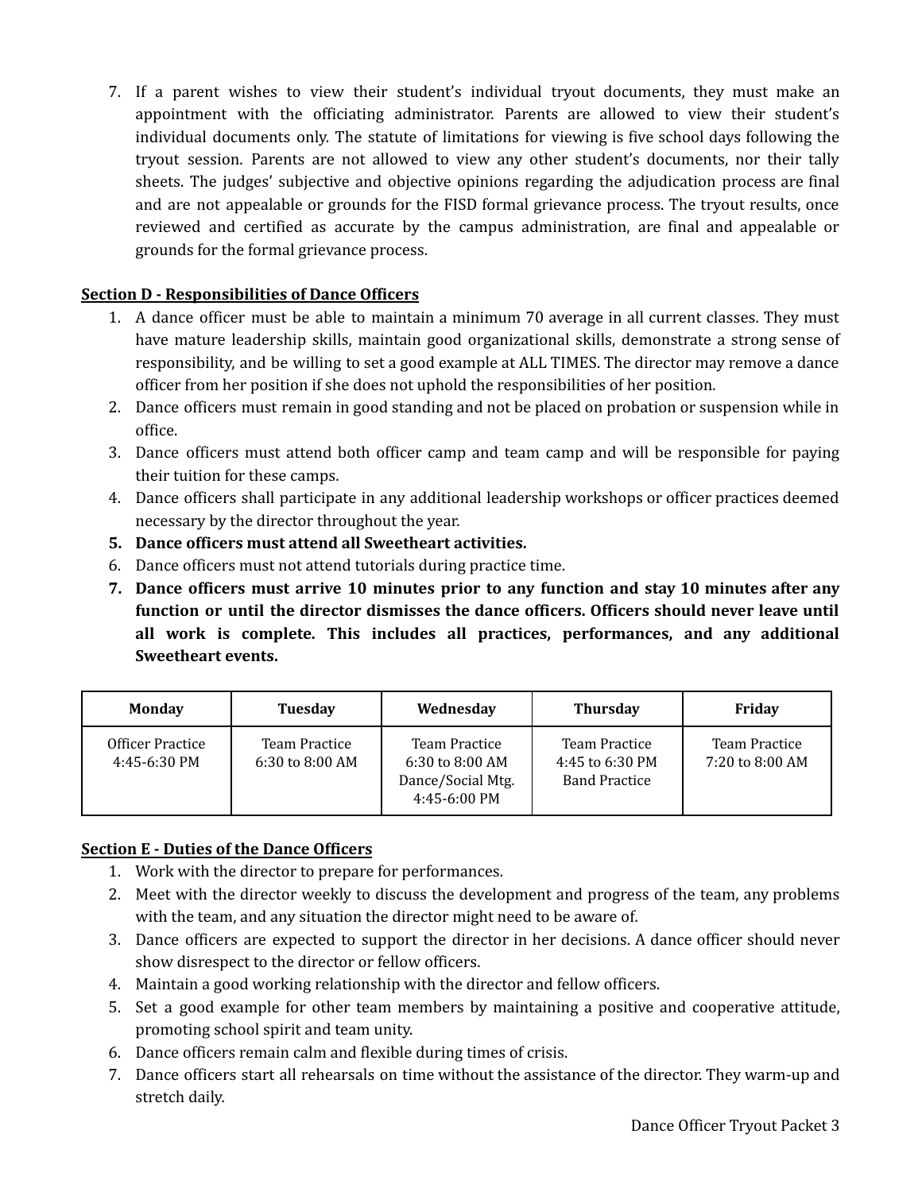7. If a parent wishes to view their student's individual tryout documents, they must make an appointment with the officiating administrator. Parents are allowed to view their student's individual documents only. The statute of limitations for viewing is five school days following the tryout session. Parents are not allowed to view any other student's documents, nor their tally sheets. The judges' subjective and objective opinions regarding the adjudication process are final and are not appealable or grounds for the FISD formal grievance process. The tryout results, once reviewed and certified as accurate by the campus administration, are final and appealable or grounds for the formal grievance process.

**Section D - Responsibilities of Dance Officers**

1. A dance officer must be able to maintain a minimum 70 average in all current classes. They must have mature leadership skills, maintain good organizational skills, demonstrate a strong sense of responsibility, and be willing to set a good example at ALL TIMES. The director may remove a dance officer from her position if she does not uphold the responsibilities of her position.
2. Dance officers must remain in good standing and not be placed on probation or suspension while in office.
3. Dance officers must attend both officer camp and team camp and will be responsible for paying their tuition for these camps.
4. Dance officers shall participate in any additional leadership workshops or officer practices deemed necessary by the director throughout the year.
5. **Dance officers must attend all Sweetheart activities.**
6. Dance officers must not attend tutorials during practice time.
7. **Dance officers must arrive 10 minutes prior to any function and stay 10 minutes after any function or until the director dismisses the dance officers. Officers should never leave until all work is complete. This includes all practices, performances, and any additional Sweetheart events.**

| Monday | Tuesday | Wednesday | Thursday | Friday |
|---|---|---|---|---|
| Officer Practice 4:45-6:30 PM | Team Practice 6:30 to 8:00 AM | Team Practice 6:30 to 8:00 AM Dance/Social Mtg. 4:45-6:00 PM | Team Practice 4:45 to 6:30 PM Band Practice | Team Practice 7:20 to 8:00 AM |

**Section E - Duties of the Dance Officers**

1. Work with the director to prepare for performances.
2. Meet with the director weekly to discuss the development and progress of the team, any problems with the team, and any situation the director might need to be aware of.
3. Dance officers are expected to support the director in her decisions. A dance officer should never show disrespect to the director or fellow officers.
4. Maintain a good working relationship with the director and fellow officers.
5. Set a good example for other team members by maintaining a positive and cooperative attitude, promoting school spirit and team unity.
6. Dance officers remain calm and flexible during times of crisis.
7. Dance officers start all rehearsals on time without the assistance of the director. They warm-up and stretch daily.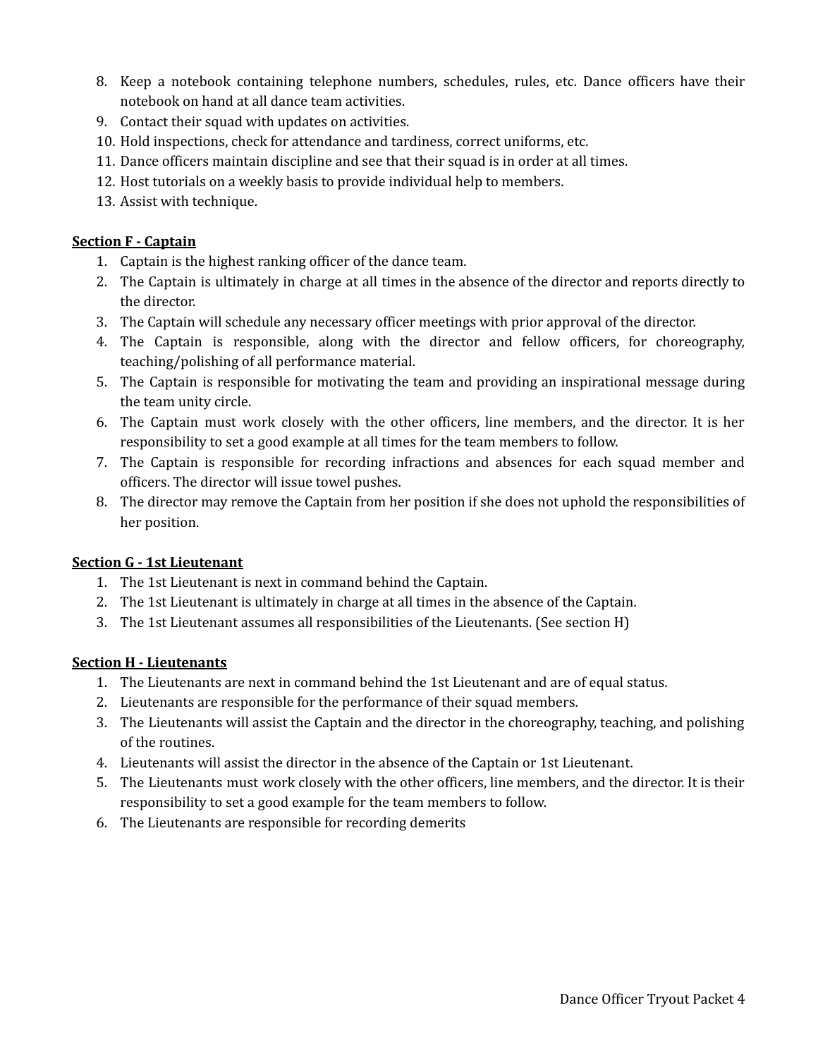8. Keep a notebook containing telephone numbers, schedules, rules, etc. Dance officers have their notebook on hand at all dance team activities.
9. Contact their squad with updates on activities.
10. Hold inspections, check for attendance and tardiness, correct uniforms, etc.
11. Dance officers maintain discipline and see that their squad is in order at all times.
12. Host tutorials on a weekly basis to provide individual help to members.
13. Assist with technique.

**Section F - Captain**

1. Captain is the highest ranking officer of the dance team.
2. The Captain is ultimately in charge at all times in the absence of the director and reports directly to the director.
3. The Captain will schedule any necessary officer meetings with prior approval of the director.
4. The Captain is responsible, along with the director and fellow officers, for choreography, teaching/polishing of all performance material.
5. The Captain is responsible for motivating the team and providing an inspirational message during the team unity circle.
6. The Captain must work closely with the other officers, line members, and the director. It is her responsibility to set a good example at all times for the team members to follow.
7. The Captain is responsible for recording infractions and absences for each squad member and officers. The director will issue towel pushes.
8. The director may remove the Captain from her position if she does not uphold the responsibilities of her position.

**Section G - 1st Lieutenant**

1. The 1st Lieutenant is next in command behind the Captain.
2. The 1st Lieutenant is ultimately in charge at all times in the absence of the Captain.
3. The 1st Lieutenant assumes all responsibilities of the Lieutenants. (See section H)

**Section H - Lieutenants**

1. The Lieutenants are next in command behind the 1st Lieutenant and are of equal status.
2. Lieutenants are responsible for the performance of their squad members.
3. The Lieutenants will assist the Captain and the director in the choreography, teaching, and polishing of the routines.
4. Lieutenants will assist the director in the absence of the Captain or 1st Lieutenant.
5. The Lieutenants must work closely with the other officers, line members, and the director. It is their responsibility to set a good example for the team members to follow.
6. The Lieutenants are responsible for recording demerits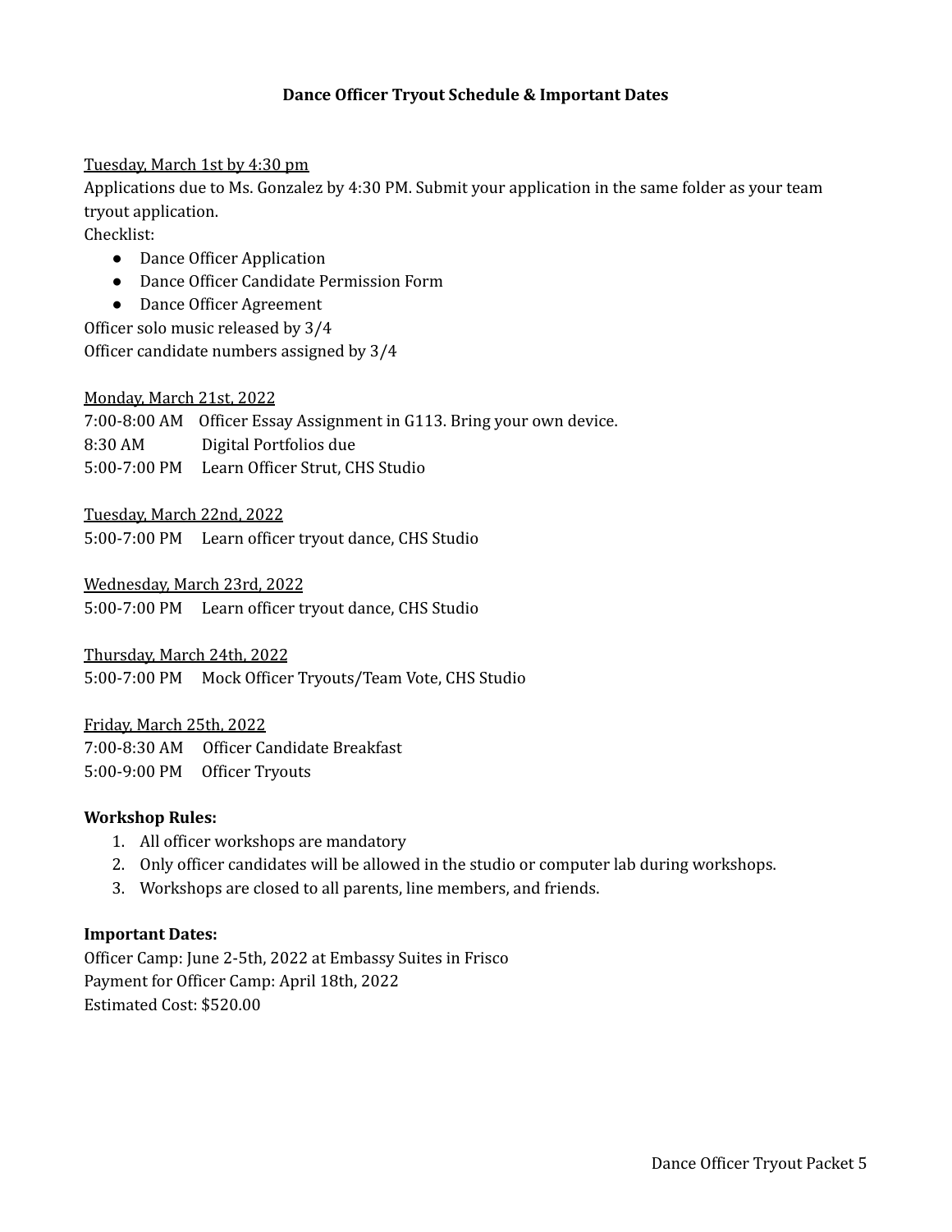# Dance Officer Tryout Schedule & Important Dates

Tuesday, March 1st by 4:30 pm

Applications due to Ms. Gonzalez by 4:30 PM. Submit your application in the same folder as your team tryout application.

Checklist:

- Dance Officer Application
- Dance Officer Candidate Permission Form
- Dance Officer Agreement

Officer solo music released by 3/4

Officer candidate numbers assigned by 3/4

Monday, March 21st, 2022

7:00-8:00 AM Officer Essay Assignment in G113. Bring your own device.

8:30 AM Digital Portfolios due

5:00-7:00 PM Learn Officer Strut, CHS Studio

Tuesday, March 22nd, 2022

5:00-7:00 PM Learn officer tryout dance, CHS Studio

Wednesday, March 23rd, 2022

5:00-7:00 PM Learn officer tryout dance, CHS Studio

Thursday, March 24th, 2022

5:00-7:00 PM Mock Officer Tryouts/Team Vote, CHS Studio

Friday, March 25th, 2022

7:00-8:30 AM Officer Candidate Breakfast

5:00-9:00 PM Officer Tryouts

**Workshop Rules:**

1. All officer workshops are mandatory
2. Only officer candidates will be allowed in the studio or computer lab during workshops.
3. Workshops are closed to all parents, line members, and friends.

**Important Dates:**

Officer Camp: June 2-5th, 2022 at Embassy Suites in Frisco

Payment for Officer Camp: April 18th, 2022

Estimated Cost: $520.00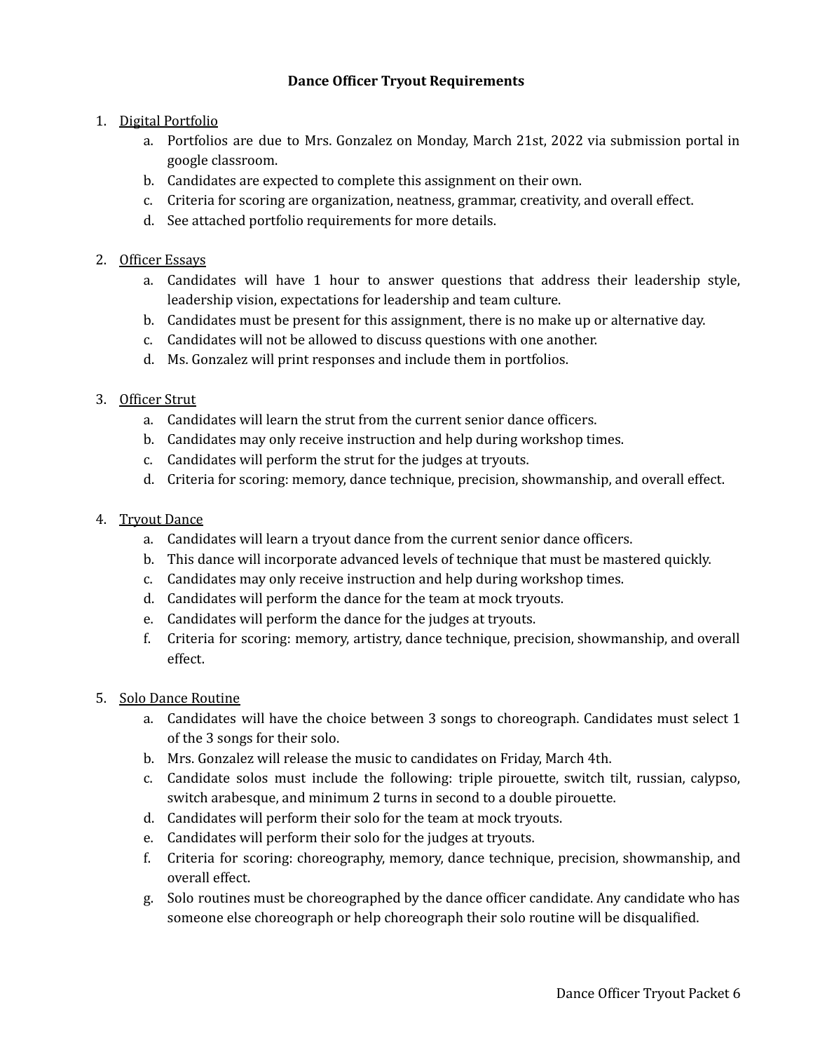**Dance Officer Tryout Requirements**

1. Digital Portfolio
    a. Portfolios are due to Mrs. Gonzalez on Monday, March 21st, 2022 via submission portal in google classroom.
    b. Candidates are expected to complete this assignment on their own.
    c. Criteria for scoring are organization, neatness, grammar, creativity, and overall effect.
    d. See attached portfolio requirements for more details.

2. Officer Essays
    a. Candidates will have 1 hour to answer questions that address their leadership style, leadership vision, expectations for leadership and team culture.
    b. Candidates must be present for this assignment, there is no make up or alternative day.
    c. Candidates will not be allowed to discuss questions with one another.
    d. Ms. Gonzalez will print responses and include them in portfolios.

3. Officer Strut
    a. Candidates will learn the strut from the current senior dance officers.
    b. Candidates may only receive instruction and help during workshop times.
    c. Candidates will perform the strut for the judges at tryouts.
    d. Criteria for scoring: memory, dance technique, precision, showmanship, and overall effect.

4. Tryout Dance
    a. Candidates will learn a tryout dance from the current senior dance officers.
    b. This dance will incorporate advanced levels of technique that must be mastered quickly.
    c. Candidates may only receive instruction and help during workshop times.
    d. Candidates will perform the dance for the team at mock tryouts.
    e. Candidates will perform the dance for the judges at tryouts.
    f. Criteria for scoring: memory, artistry, dance technique, precision, showmanship, and overall effect.

5. Solo Dance Routine
    a. Candidates will have the choice between 3 songs to choreograph. Candidates must select 1 of the 3 songs for their solo.
    b. Mrs. Gonzalez will release the music to candidates on Friday, March 4th.
    c. Candidate solos must include the following: triple pirouette, switch tilt, russian, calypso, switch arabesque, and minimum 2 turns in second to a double pirouette.
    d. Candidates will perform their solo for the team at mock tryouts.
    e. Candidates will perform their solo for the judges at tryouts.
    f. Criteria for scoring: choreography, memory, dance technique, precision, showmanship, and overall effect.
    g. Solo routines must be choreographed by the dance officer candidate. Any candidate who has someone else choreograph or help choreograph their solo routine will be disqualified.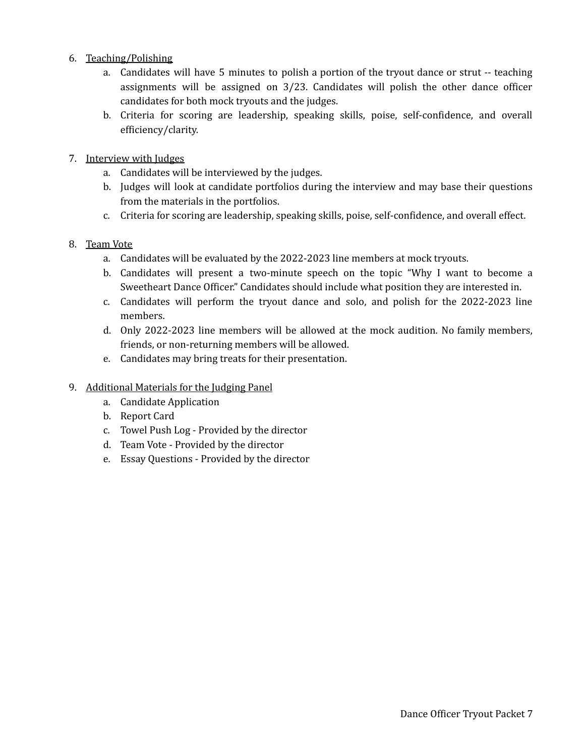6. <u>Teaching/Polishing</u>
    a. Candidates will have 5 minutes to polish a portion of the tryout dance or strut -- teaching assignments will be assigned on 3/23. Candidates will polish the other dance officer candidates for both mock tryouts and the judges.
    b. Criteria for scoring are leadership, speaking skills, poise, self-confidence, and overall efficiency/clarity.

7. <u>Interview with Judges</u>
    a. Candidates will be interviewed by the judges.
    b. Judges will look at candidate portfolios during the interview and may base their questions from the materials in the portfolios.
    c. Criteria for scoring are leadership, speaking skills, poise, self-confidence, and overall effect.

8. <u>Team Vote</u>
    a. Candidates will be evaluated by the 2022-2023 line members at mock tryouts.
    b. Candidates will present a two-minute speech on the topic "Why I want to become a Sweetheart Dance Officer." Candidates should include what position they are interested in.
    c. Candidates will perform the tryout dance and solo, and polish for the 2022-2023 line members.
    d. Only 2022-2023 line members will be allowed at the mock audition. No family members, friends, or non-returning members will be allowed.
    e. Candidates may bring treats for their presentation.

9. <u>Additional Materials for the Judging Panel</u>
    a. Candidate Application
    b. Report Card
    c. Towel Push Log - Provided by the director
    d. Team Vote - Provided by the director
    e. Essay Questions - Provided by the director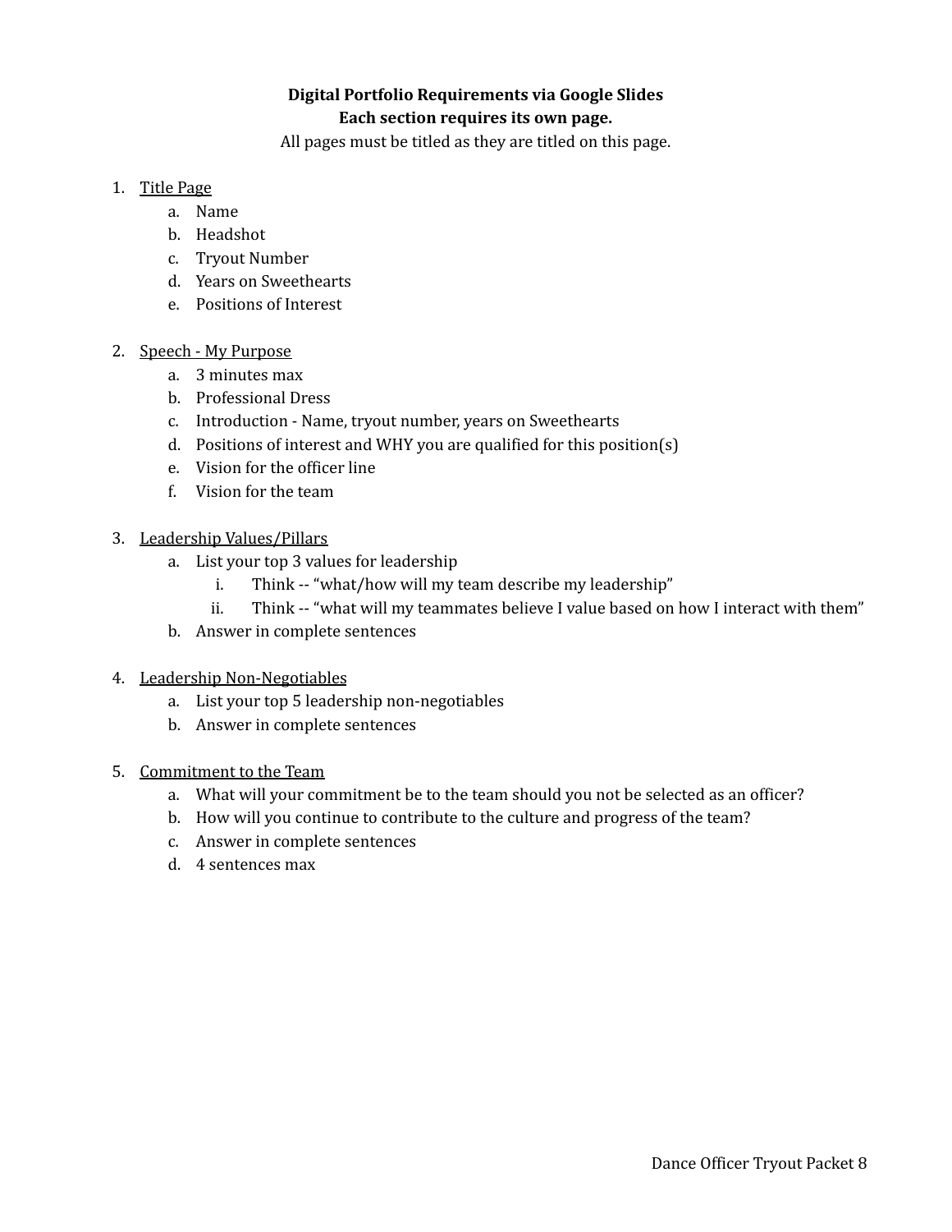**Digital Portfolio Requirements via Google Slides**

**Each section requires its own page.**

All pages must be titled as they are titled on this page.

1. Title Page
   a. Name
   b. Headshot
   c. Tryout Number
   d. Years on Sweethearts
   e. Positions of Interest

2. Speech - My Purpose
   a. 3 minutes max
   b. Professional Dress
   c. Introduction - Name, tryout number, years on Sweethearts
   d. Positions of interest and WHY you are qualified for this position(s)
   e. Vision for the officer line
   f. Vision for the team

3. Leadership Values/Pillars
   a. List your top 3 values for leadership
      i. Think -- "what/how will my team describe my leadership"
      ii. Think -- "what will my teammates believe I value based on how I interact with them"
   b. Answer in complete sentences

4. Leadership Non-Negotiables
   a. List your top 5 leadership non-negotiables
   b. Answer in complete sentences

5. Commitment to the Team
   a. What will your commitment be to the team should you not be selected as an officer?
   b. How will you continue to contribute to the culture and progress of the team?
   c. Answer in complete sentences
   d. 4 sentences max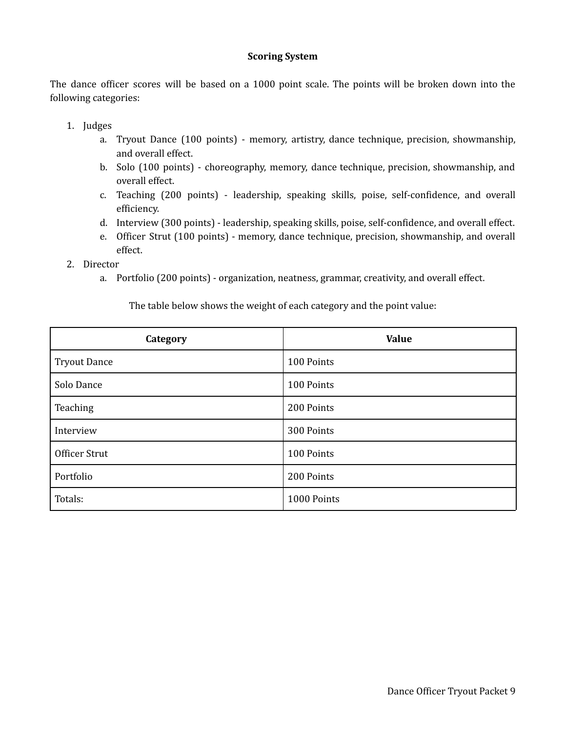## Scoring System

The dance officer scores will be based on a 1000 point scale. The points will be broken down into the following categories:

1. Judges
   a. Tryout Dance (100 points) - memory, artistry, dance technique, precision, showmanship, and overall effect.
   b. Solo (100 points) - choreography, memory, dance technique, precision, showmanship, and overall effect.
   c. Teaching (200 points) - leadership, speaking skills, poise, self-confidence, and overall efficiency.
   d. Interview (300 points) - leadership, speaking skills, poise, self-confidence, and overall effect.
   e. Officer Strut (100 points) - memory, dance technique, precision, showmanship, and overall effect.
2. Director
   a. Portfolio (200 points) - organization, neatness, grammar, creativity, and overall effect.

The table below shows the weight of each category and the point value:

| Category | Value |
|---|---|
| Tryout Dance | 100 Points |
| Solo Dance | 100 Points |
| Teaching | 200 Points |
| Interview | 300 Points |
| Officer Strut | 100 Points |
| Portfolio | 200 Points |
| Totals: | 1000 Points |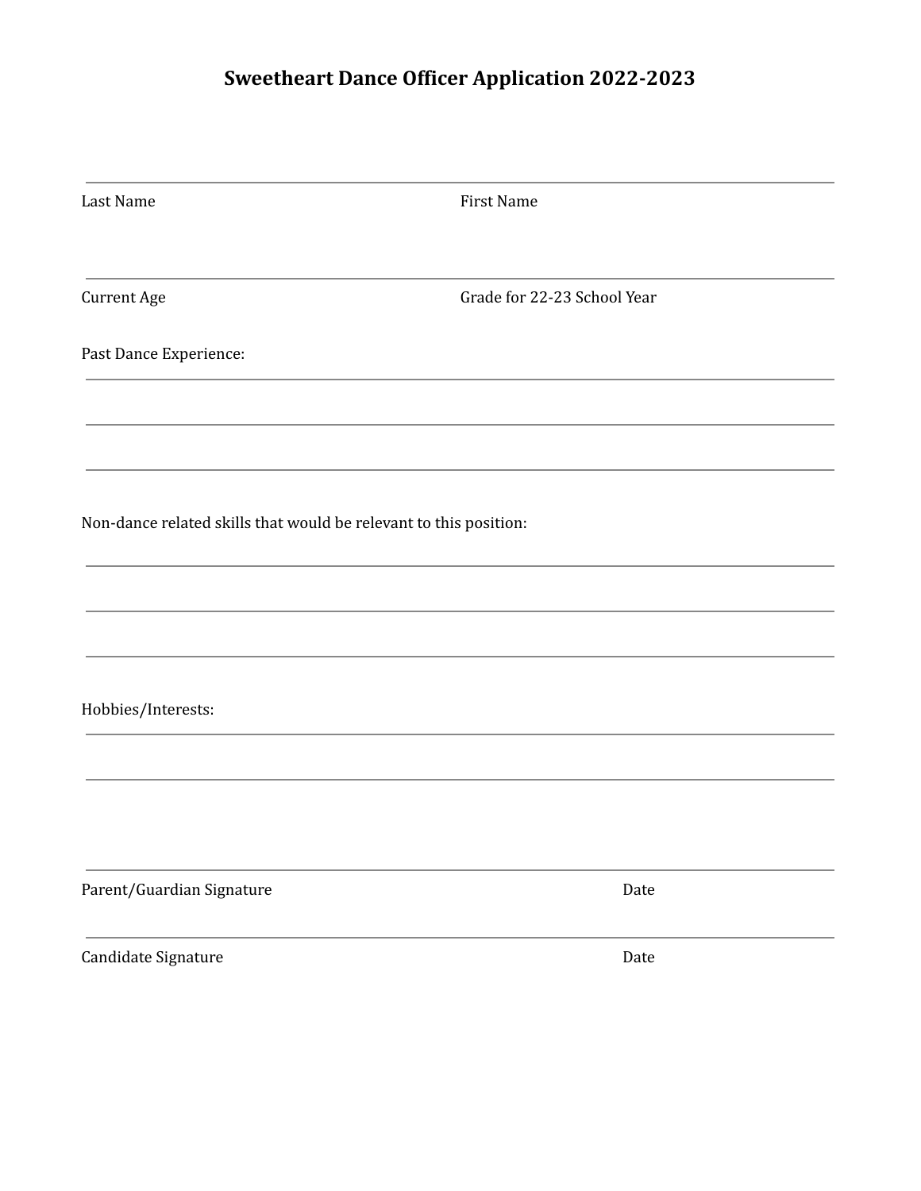## Sweetheart Dance Officer Application 2022-2023

Last Name ____________________ First Name ____________________

Current Age ____________________ Grade for 22-23 School Year ____________________

Past Dance Experience:

______________________________________________________________________

______________________________________________________________________

______________________________________________________________________

Non-dance related skills that would be relevant to this position:

______________________________________________________________________

______________________________________________________________________

______________________________________________________________________

Hobbies/Interests:

______________________________________________________________________

______________________________________________________________________

Parent/Guardian Signature ____________________ Date ____________________

Candidate Signature ____________________ Date ____________________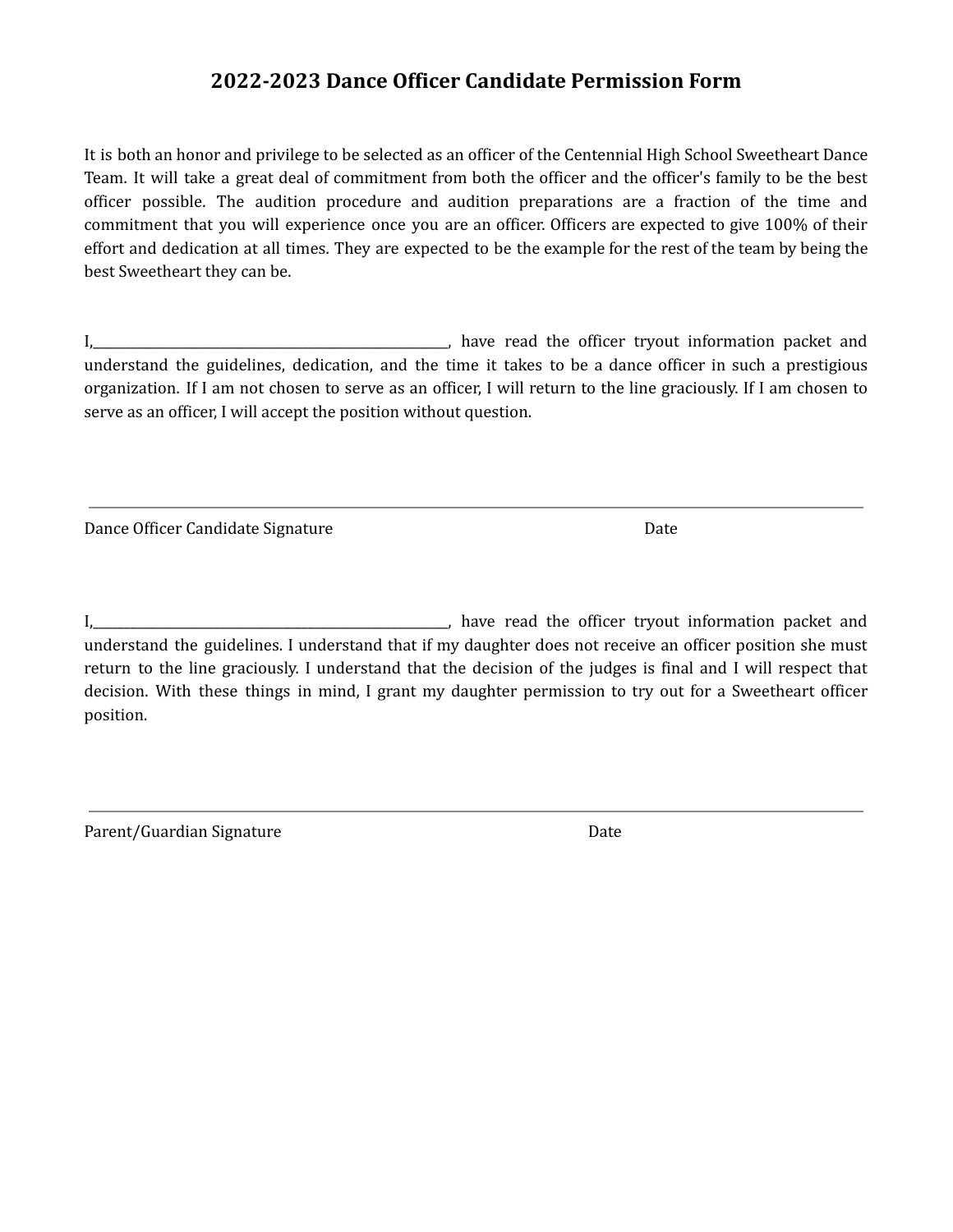# 2022-2023 Dance Officer Candidate Permission Form

It is both an honor and privilege to be selected as an officer of the Centennial High School Sweetheart Dance Team. It will take a great deal of commitment from both the officer and the officer's family to be the best officer possible. The audition procedure and audition preparations are a fraction of the time and commitment that you will experience once you are an officer. Officers are expected to give 100% of their effort and dedication at all times. They are expected to be the example for the rest of the team by being the best Sweetheart they can be.

I,______________________________________________________, have read the officer tryout information packet and understand the guidelines, dedication, and the time it takes to be a dance officer in such a prestigious organization. If I am not chosen to serve as an officer, I will return to the line graciously. If I am chosen to serve as an officer, I will accept the position without question.

_______________________________________________________________________________________________

Dance Officer Candidate Signature                                        Date

I,______________________________________________________, have read the officer tryout information packet and understand the guidelines. I understand that if my daughter does not receive an officer position she must return to the line graciously. I understand that the decision of the judges is final and I will respect that decision. With these things in mind, I grant my daughter permission to try out for a Sweetheart officer position.

_______________________________________________________________________________________________

Parent/Guardian Signature                                        Date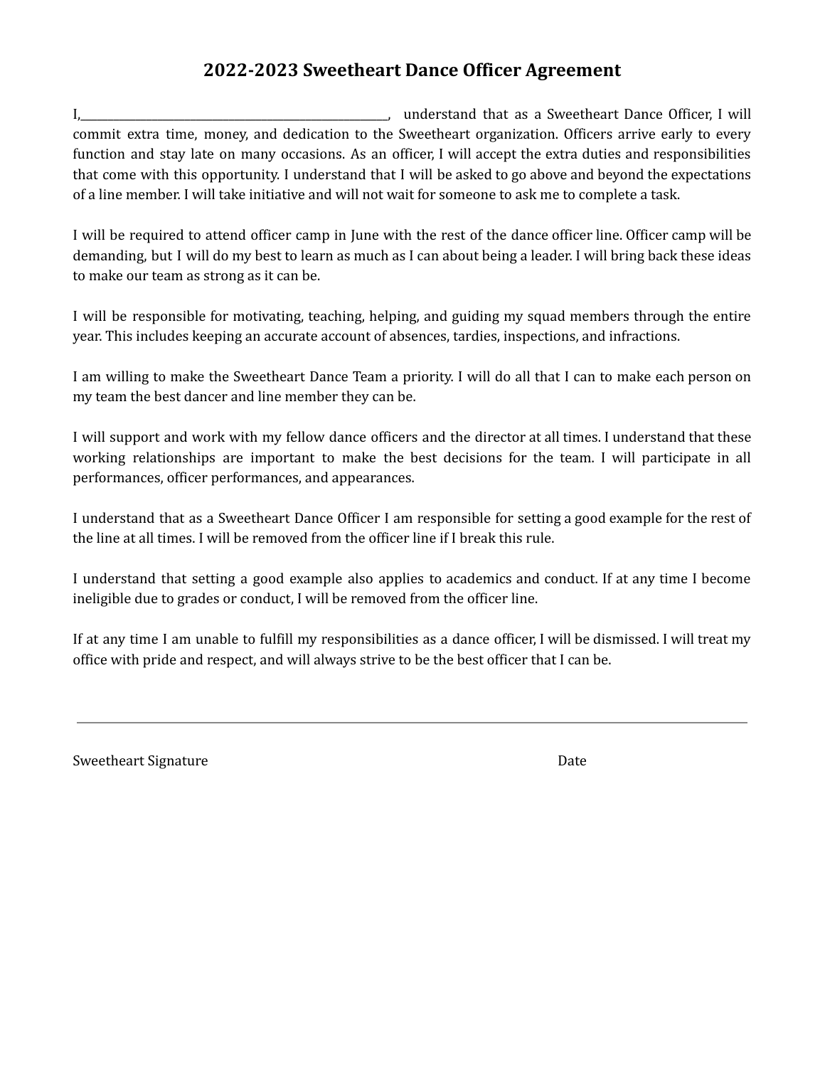# 2022-2023 Sweetheart Dance Officer Agreement

I,\_\_\_\_\_\_\_\_\_\_\_\_\_\_\_\_\_\_\_\_\_\_\_\_\_\_\_\_\_\_\_\_\_\_\_\_\_\_\_\_\_\_\_\_\_\_\_\_\_\_, understand that as a Sweetheart Dance Officer, I will commit extra time, money, and dedication to the Sweetheart organization. Officers arrive early to every function and stay late on many occasions. As an officer, I will accept the extra duties and responsibilities that come with this opportunity. I understand that I will be asked to go above and beyond the expectations of a line member. I will take initiative and will not wait for someone to ask me to complete a task.

I will be required to attend officer camp in June with the rest of the dance officer line. Officer camp will be demanding, but I will do my best to learn as much as I can about being a leader. I will bring back these ideas to make our team as strong as it can be.

I will be responsible for motivating, teaching, helping, and guiding my squad members through the entire year. This includes keeping an accurate account of absences, tardies, inspections, and infractions.

I am willing to make the Sweetheart Dance Team a priority. I will do all that I can to make each person on my team the best dancer and line member they can be.

I will support and work with my fellow dance officers and the director at all times. I understand that these working relationships are important to make the best decisions for the team. I will participate in all performances, officer performances, and appearances.

I understand that as a Sweetheart Dance Officer I am responsible for setting a good example for the rest of the line at all times. I will be removed from the officer line if I break this rule.

I understand that setting a good example also applies to academics and conduct. If at any time I become ineligible due to grades or conduct, I will be removed from the officer line.

If at any time I am unable to fulfill my responsibilities as a dance officer, I will be dismissed. I will treat my office with pride and respect, and will always strive to be the best officer that I can be.

\_\_\_\_\_\_\_\_\_\_\_\_\_\_\_\_\_\_\_\_\_\_\_\_\_\_\_\_\_\_\_\_\_\_\_\_\_\_\_\_\_\_\_\_\_\_\_\_\_\_\_\_\_\_\_\_\_\_\_\_\_\_\_\_\_\_\_\_\_\_

Sweetheart Signature　　　　　　　　　　　　　　　　　　　　Date